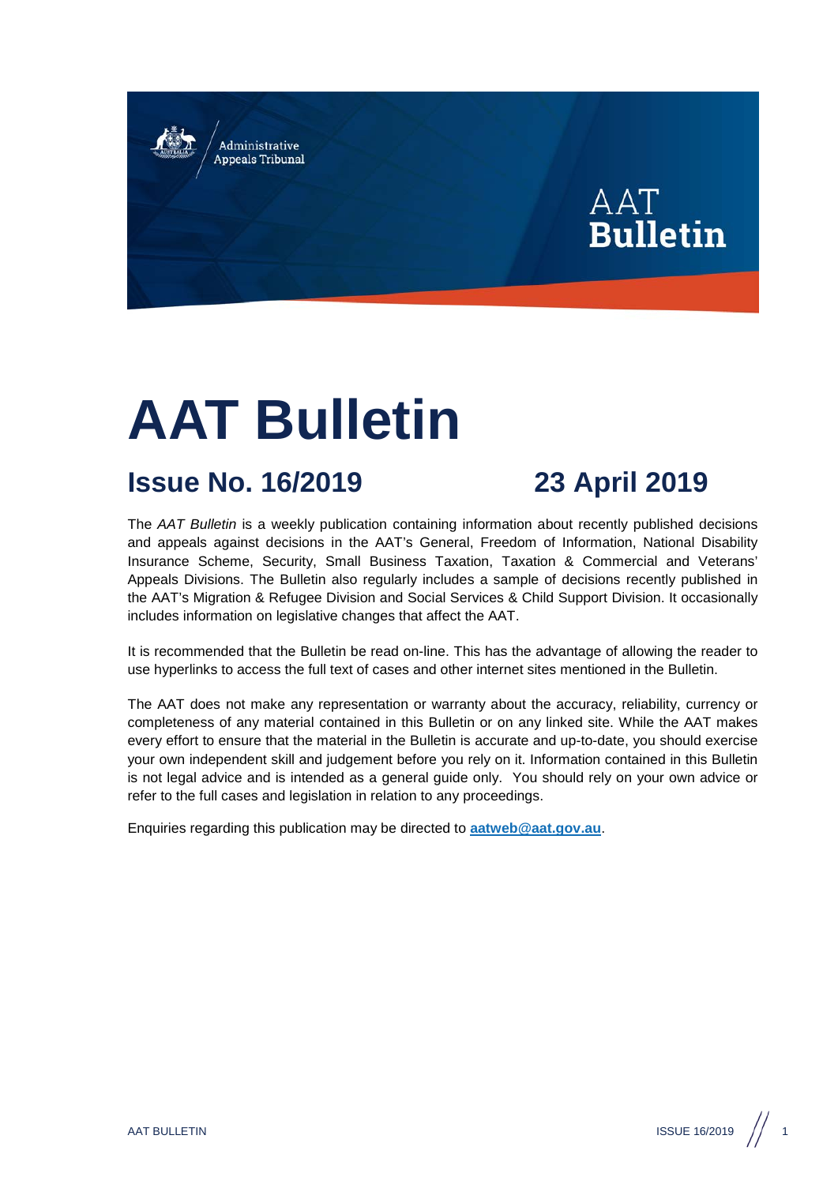# AAT Bulletin

## Issue No. 16/2019 23 April 2019

The *AAT Bulletin* is a weekly publication containing information about recently published decisions and appeals against decisions in the AAT's General, Freedom of Information, National Disability Insurance Scheme, Security, Small Business Taxation, Taxation & Commercial and Veterans' Appeals Divisions. The Bulletin also regularly includes a sample of decisions recently published in the AAT's Migration & Refugee Division and Social Services & Child Support Division. It occasionally includes information on legislative changes that affect the AAT.

It is recommended that the Bulletin be read on-line. This has the advantage of allowing the reader to use hyperlinks to access the full text of cases and other internet sites mentioned in the Bulletin.

The AAT does not make any representation or warranty about the accuracy, reliability, currency or completeness of any material contained in this Bulletin or on any linked site. While the AAT makes every effort to ensure that the material in the Bulletin is accurate and up-to-date, you should exercise your own independent skill and judgement before you rely on it. Information contained in this Bulletin is not legal advice and is intended as a general guide only. You should rely on your own advice or refer to the full cases and legislation in relation to any proceedings.

Enquiries regarding this publication may be directed to **aatweb@aat.gov.au**.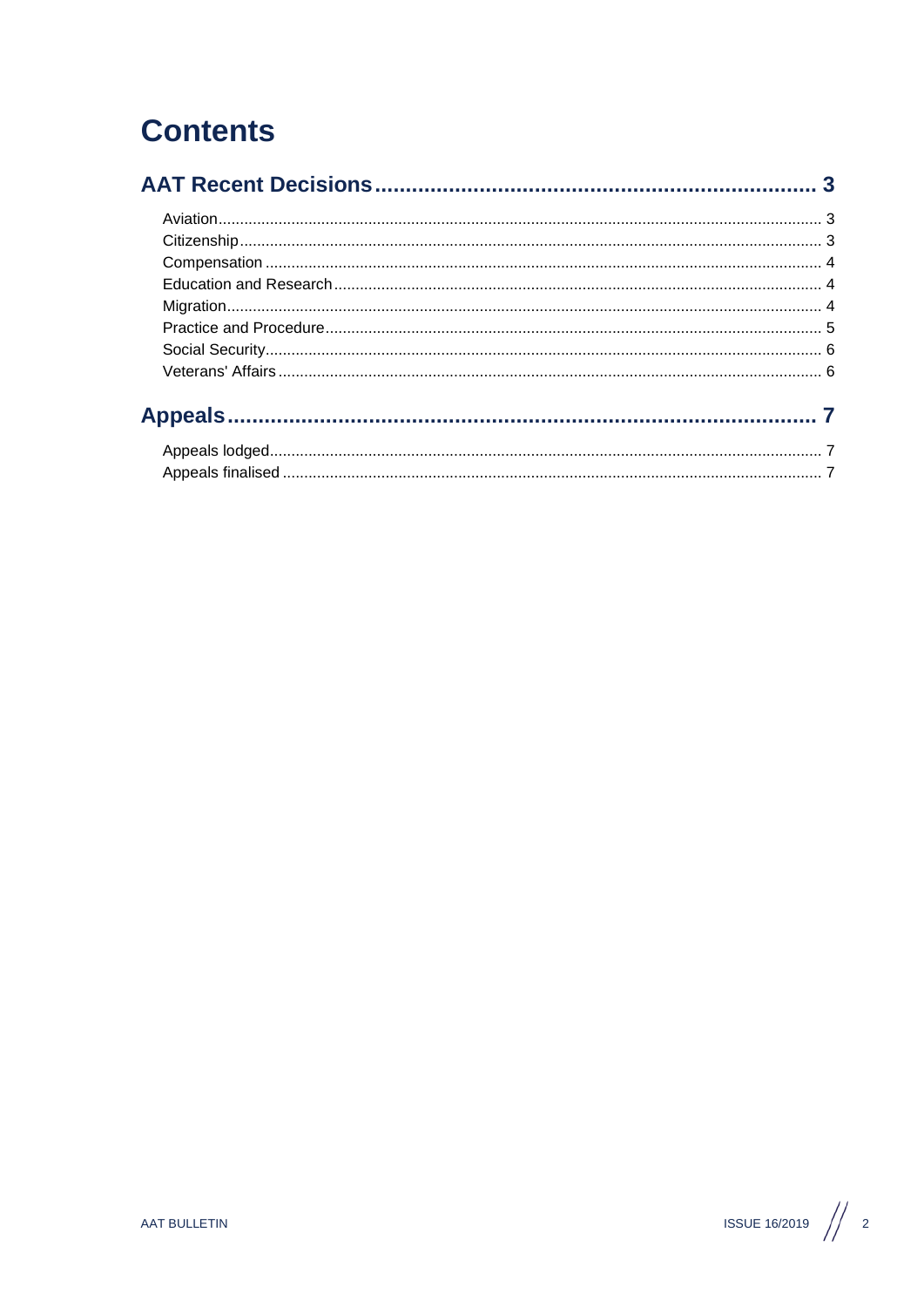# Contents

**AAT Recent Decisions** .......... 3

- Aviation .......... 3
- Citizenship .......... 3
- Compensation .......... 4
- Education and Research .......... 4
- Migration .......... 4
- Practice and Procedure .......... 5
- Social Security .......... 6
- Veterans' Affairs .......... 6

**Appeals** .......... 7

- Appeals lodged .......... 7
- Appeals finalised .......... 7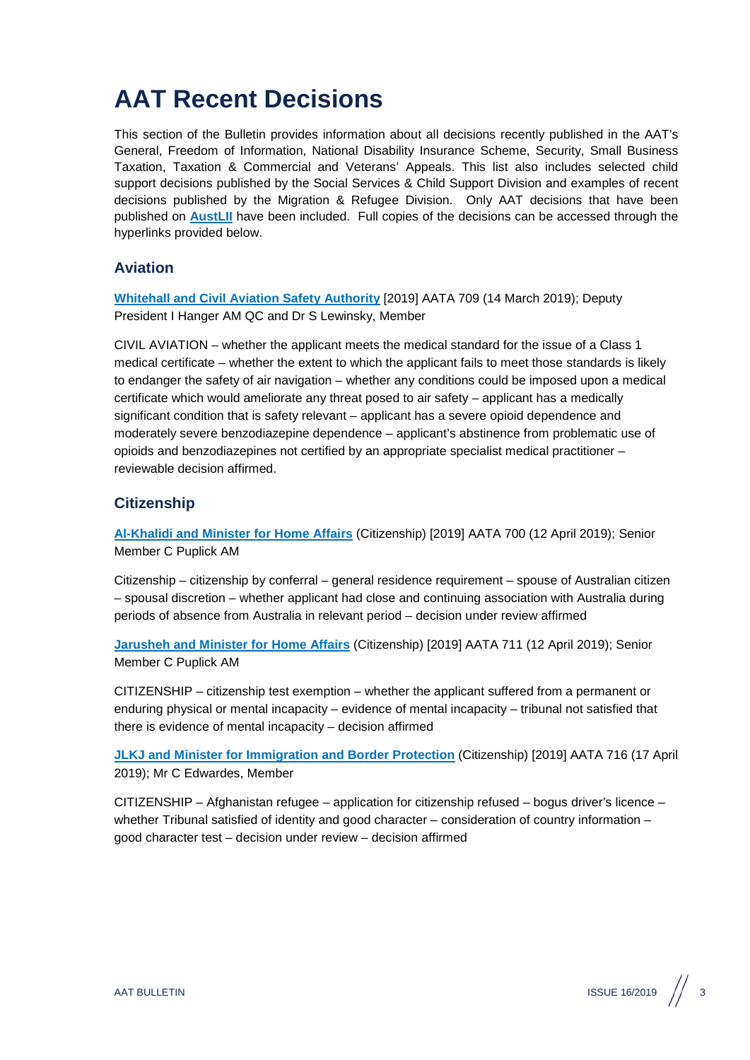# AAT Recent Decisions

This section of the Bulletin provides information about all decisions recently published in the AAT's General, Freedom of Information, National Disability Insurance Scheme, Security, Small Business Taxation, Taxation & Commercial and Veterans' Appeals. This list also includes selected child support decisions published by the Social Services & Child Support Division and examples of recent decisions published by the Migration & Refugee Division. Only AAT decisions that have been published on **AustLII** have been included. Full copies of the decisions can be accessed through the hyperlinks provided below.

## Aviation

**Whitehall and Civil Aviation Safety Authority** [2019] AATA 709 (14 March 2019); Deputy President I Hanger AM QC and Dr S Lewinsky, Member

CIVIL AVIATION – whether the applicant meets the medical standard for the issue of a Class 1 medical certificate – whether the extent to which the applicant fails to meet those standards is likely to endanger the safety of air navigation – whether any conditions could be imposed upon a medical certificate which would ameliorate any threat posed to air safety – applicant has a medically significant condition that is safety relevant – applicant has a severe opioid dependence and moderately severe benzodiazepine dependence – applicant's abstinence from problematic use of opioids and benzodiazepines not certified by an appropriate specialist medical practitioner – reviewable decision affirmed.

## Citizenship

**Al-Khalidi and Minister for Home Affairs** (Citizenship) [2019] AATA 700 (12 April 2019); Senior Member C Puplick AM

Citizenship – citizenship by conferral – general residence requirement – spouse of Australian citizen – spousal discretion – whether applicant had close and continuing association with Australia during periods of absence from Australia in relevant period – decision under review affirmed

**Jarusheh and Minister for Home Affairs** (Citizenship) [2019] AATA 711 (12 April 2019); Senior Member C Puplick AM

CITIZENSHIP – citizenship test exemption – whether the applicant suffered from a permanent or enduring physical or mental incapacity – evidence of mental incapacity – tribunal not satisfied that there is evidence of mental incapacity – decision affirmed

**JLKJ and Minister for Immigration and Border Protection** (Citizenship) [2019] AATA 716 (17 April 2019); Mr C Edwardes, Member

CITIZENSHIP – Afghanistan refugee – application for citizenship refused – bogus driver's licence – whether Tribunal satisfied of identity and good character – consideration of country information – good character test – decision under review – decision affirmed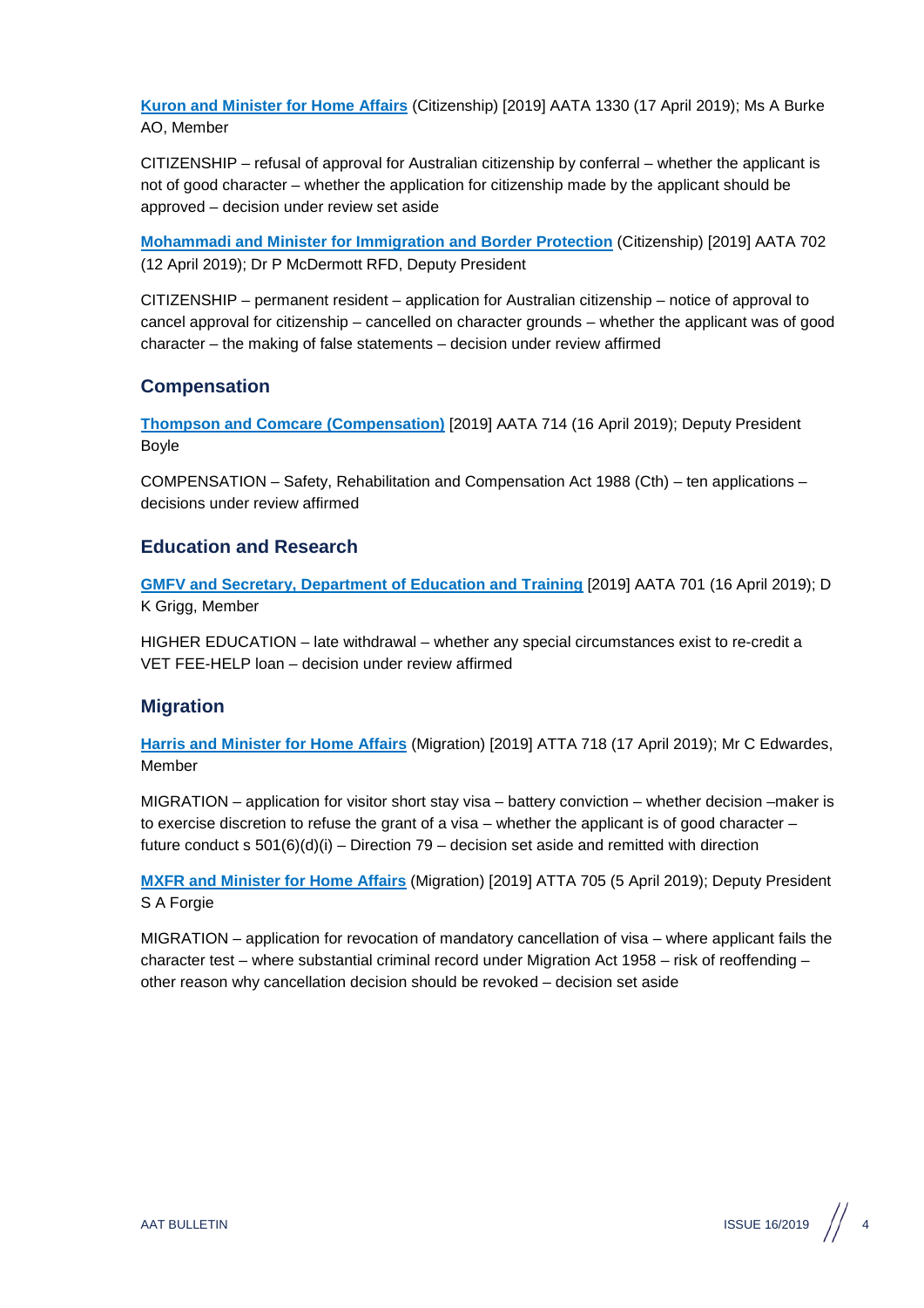**Kuron and Minister for Home Affairs** (Citizenship) [2019] AATA 1330 (17 April 2019); Ms A Burke AO, Member

CITIZENSHIP – refusal of approval for Australian citizenship by conferral – whether the applicant is not of good character – whether the application for citizenship made by the applicant should be approved – decision under review set aside

**Mohammadi and Minister for Immigration and Border Protection** (Citizenship) [2019] AATA 702 (12 April 2019); Dr P McDermott RFD, Deputy President

CITIZENSHIP – permanent resident – application for Australian citizenship – notice of approval to cancel approval for citizenship – cancelled on character grounds – whether the applicant was of good character – the making of false statements – decision under review affirmed

## Compensation

**Thompson and Comcare (Compensation)** [2019] AATA 714 (16 April 2019); Deputy President Boyle

COMPENSATION – Safety, Rehabilitation and Compensation Act 1988 (Cth) – ten applications – decisions under review affirmed

## Education and Research

**GMFV and Secretary, Department of Education and Training** [2019] AATA 701 (16 April 2019); D K Grigg, Member

HIGHER EDUCATION – late withdrawal – whether any special circumstances exist to re-credit a VET FEE-HELP loan – decision under review affirmed

## Migration

**Harris and Minister for Home Affairs** (Migration) [2019] ATTA 718 (17 April 2019); Mr C Edwardes, Member

MIGRATION – application for visitor short stay visa – battery conviction – whether decision –maker is to exercise discretion to refuse the grant of a visa – whether the applicant is of good character – future conduct s 501(6)(d)(i) – Direction 79 – decision set aside and remitted with direction

**MXFR and Minister for Home Affairs** (Migration) [2019] ATTA 705 (5 April 2019); Deputy President S A Forgie

MIGRATION – application for revocation of mandatory cancellation of visa – where applicant fails the character test – where substantial criminal record under Migration Act 1958 – risk of reoffending – other reason why cancellation decision should be revoked – decision set aside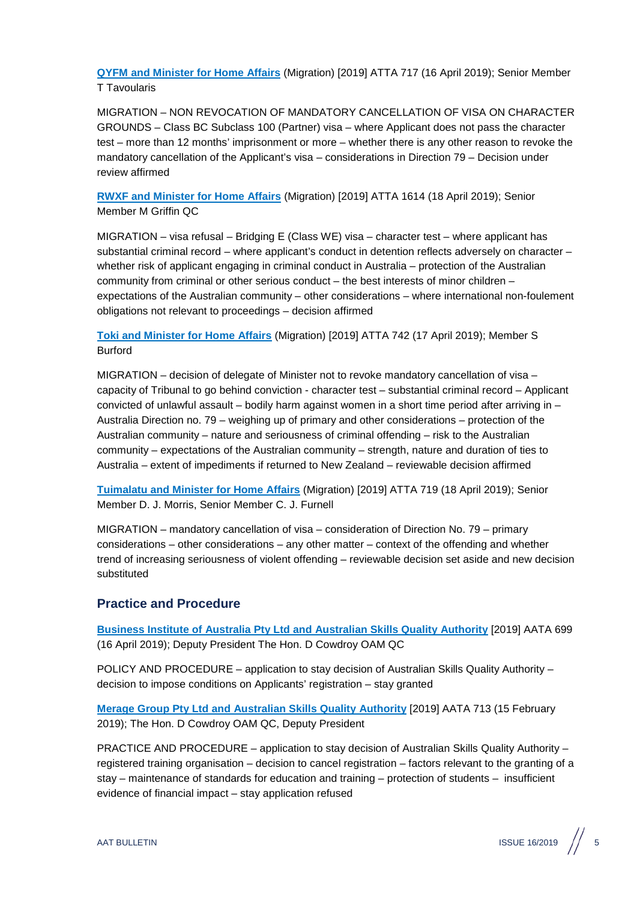**QYFM and Minister for Home Affairs** (Migration) [2019] ATTA 717 (16 April 2019); Senior Member T Tavoularis

MIGRATION – NON REVOCATION OF MANDATORY CANCELLATION OF VISA ON CHARACTER GROUNDS – Class BC Subclass 100 (Partner) visa – where Applicant does not pass the character test – more than 12 months' imprisonment or more – whether there is any other reason to revoke the mandatory cancellation of the Applicant's visa – considerations in Direction 79 – Decision under review affirmed

**RWXF and Minister for Home Affairs** (Migration) [2019] ATTA 1614 (18 April 2019); Senior Member M Griffin QC

MIGRATION – visa refusal – Bridging E (Class WE) visa – character test – where applicant has substantial criminal record – where applicant's conduct in detention reflects adversely on character – whether risk of applicant engaging in criminal conduct in Australia – protection of the Australian community from criminal or other serious conduct – the best interests of minor children – expectations of the Australian community – other considerations – where international non-foulement obligations not relevant to proceedings – decision affirmed

**Toki and Minister for Home Affairs** (Migration) [2019] ATTA 742 (17 April 2019); Member S Burford

MIGRATION – decision of delegate of Minister not to revoke mandatory cancellation of visa – capacity of Tribunal to go behind conviction - character test – substantial criminal record – Applicant convicted of unlawful assault – bodily harm against women in a short time period after arriving in – Australia Direction no. 79 – weighing up of primary and other considerations – protection of the Australian community – nature and seriousness of criminal offending – risk to the Australian community – expectations of the Australian community – strength, nature and duration of ties to Australia – extent of impediments if returned to New Zealand – reviewable decision affirmed

**Tuimalatu and Minister for Home Affairs** (Migration) [2019] ATTA 719 (18 April 2019); Senior Member D. J. Morris, Senior Member C. J. Furnell

MIGRATION – mandatory cancellation of visa – consideration of Direction No. 79 – primary considerations – other considerations – any other matter – context of the offending and whether trend of increasing seriousness of violent offending – reviewable decision set aside and new decision substituted

## Practice and Procedure

**Business Institute of Australia Pty Ltd and Australian Skills Quality Authority** [2019] AATA 699 (16 April 2019); Deputy President The Hon. D Cowdroy OAM QC

POLICY AND PROCEDURE – application to stay decision of Australian Skills Quality Authority – decision to impose conditions on Applicants' registration – stay granted

**Merage Group Pty Ltd and Australian Skills Quality Authority** [2019] AATA 713 (15 February 2019); The Hon. D Cowdroy OAM QC, Deputy President

PRACTICE AND PROCEDURE – application to stay decision of Australian Skills Quality Authority – registered training organisation – decision to cancel registration – factors relevant to the granting of a stay – maintenance of standards for education and training – protection of students – insufficient evidence of financial impact – stay application refused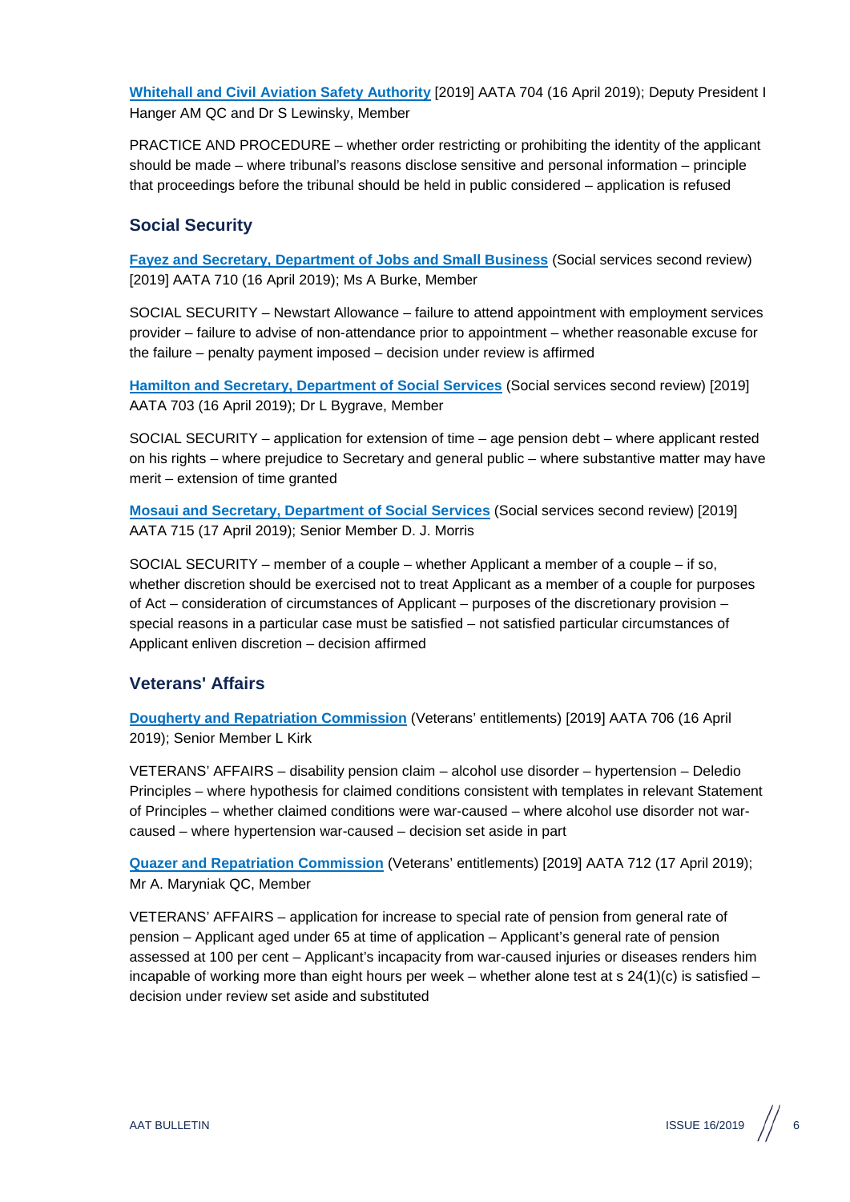**Whitehall and Civil Aviation Safety Authority** [2019] AATA 704 (16 April 2019); Deputy President I Hanger AM QC and Dr S Lewinsky, Member

PRACTICE AND PROCEDURE – whether order restricting or prohibiting the identity of the applicant should be made – where tribunal's reasons disclose sensitive and personal information – principle that proceedings before the tribunal should be held in public considered – application is refused

## Social Security

**Fayez and Secretary, Department of Jobs and Small Business** (Social services second review) [2019] AATA 710 (16 April 2019); Ms A Burke, Member

SOCIAL SECURITY – Newstart Allowance – failure to attend appointment with employment services provider – failure to advise of non-attendance prior to appointment – whether reasonable excuse for the failure – penalty payment imposed – decision under review is affirmed

**Hamilton and Secretary, Department of Social Services** (Social services second review) [2019] AATA 703 (16 April 2019); Dr L Bygrave, Member

SOCIAL SECURITY – application for extension of time – age pension debt – where applicant rested on his rights – where prejudice to Secretary and general public – where substantive matter may have merit – extension of time granted

**Mosaui and Secretary, Department of Social Services** (Social services second review) [2019] AATA 715 (17 April 2019); Senior Member D. J. Morris

SOCIAL SECURITY – member of a couple – whether Applicant a member of a couple – if so, whether discretion should be exercised not to treat Applicant as a member of a couple for purposes of Act – consideration of circumstances of Applicant – purposes of the discretionary provision – special reasons in a particular case must be satisfied – not satisfied particular circumstances of Applicant enliven discretion – decision affirmed

## Veterans' Affairs

**Dougherty and Repatriation Commission** (Veterans' entitlements) [2019] AATA 706 (16 April 2019); Senior Member L Kirk

VETERANS' AFFAIRS – disability pension claim – alcohol use disorder – hypertension – Deledio Principles – where hypothesis for claimed conditions consistent with templates in relevant Statement of Principles – whether claimed conditions were war-caused – where alcohol use disorder not war-caused – where hypertension war-caused – decision set aside in part

**Quazer and Repatriation Commission** (Veterans' entitlements) [2019] AATA 712 (17 April 2019); Mr A. Maryniak QC, Member

VETERANS' AFFAIRS – application for increase to special rate of pension from general rate of pension – Applicant aged under 65 at time of application – Applicant's general rate of pension assessed at 100 per cent – Applicant's incapacity from war-caused injuries or diseases renders him incapable of working more than eight hours per week – whether alone test at s 24(1)(c) is satisfied – decision under review set aside and substituted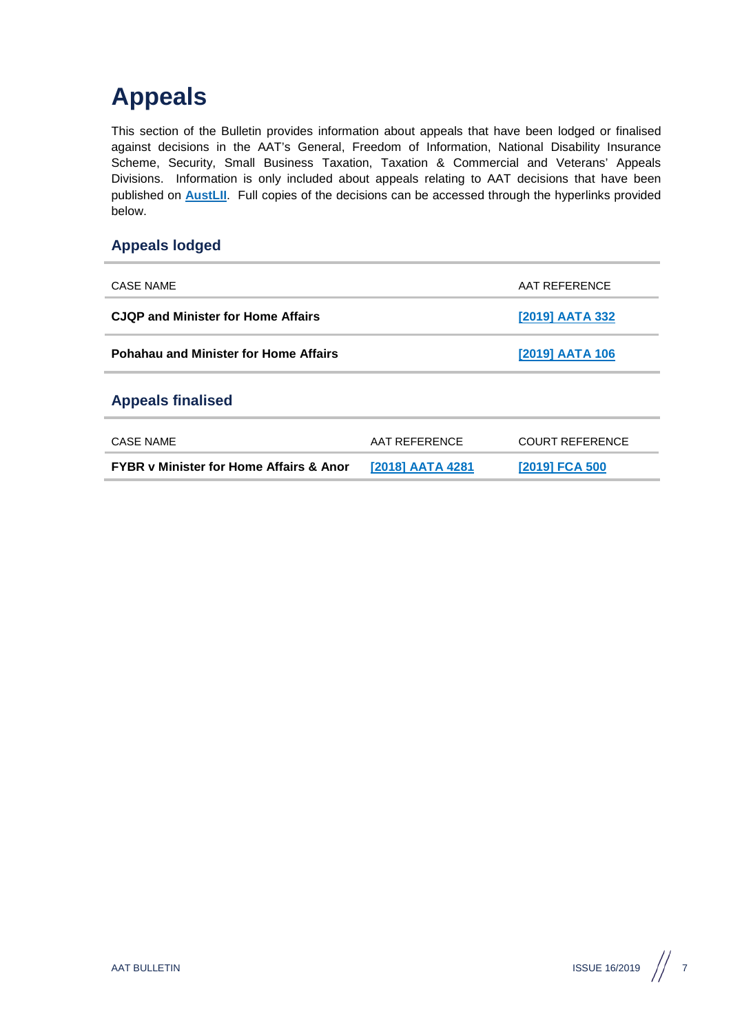# Appeals

This section of the Bulletin provides information about appeals that have been lodged or finalised against decisions in the AAT's General, Freedom of Information, National Disability Insurance Scheme, Security, Small Business Taxation, Taxation & Commercial and Veterans' Appeals Divisions. Information is only included about appeals relating to AAT decisions that have been published on **AustLII**. Full copies of the decisions can be accessed through the hyperlinks provided below.

## Appeals lodged

| CASE NAME | AAT REFERENCE |
| --- | --- |
| **CJQP and Minister for Home Affairs** | **[2019] AATA 332** |
| **Pohahau and Minister for Home Affairs** | **[2019] AATA 106** |

## Appeals finalised

| CASE NAME | AAT REFERENCE | COURT REFERENCE |
| --- | --- | --- |
| **FYBR v Minister for Home Affairs & Anor** | **[2018] AATA 4281** | **[2019] FCA 500** |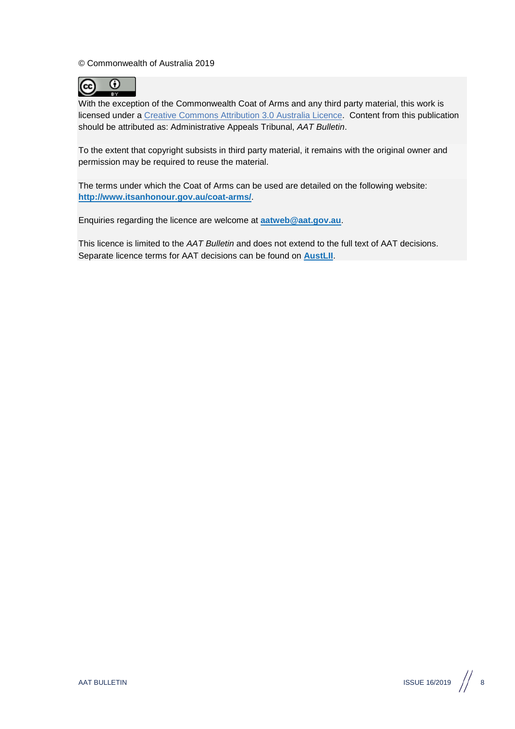© Commonwealth of Australia 2019

With the exception of the Commonwealth Coat of Arms and any third party material, this work is licensed under a [Creative Commons Attribution 3.0 Australia Licence](). Content from this publication should be attributed as: Administrative Appeals Tribunal, *AAT Bulletin*.

To the extent that copyright subsists in third party material, it remains with the original owner and permission may be required to reuse the material.

The terms under which the Coat of Arms can be used are detailed on the following website: **http://www.itsanhonour.gov.au/coat-arms/**.

Enquiries regarding the licence are welcome at **aatweb@aat.gov.au**.

This licence is limited to the *AAT Bulletin* and does not extend to the full text of AAT decisions. Separate licence terms for AAT decisions can be found on **AustLII**.